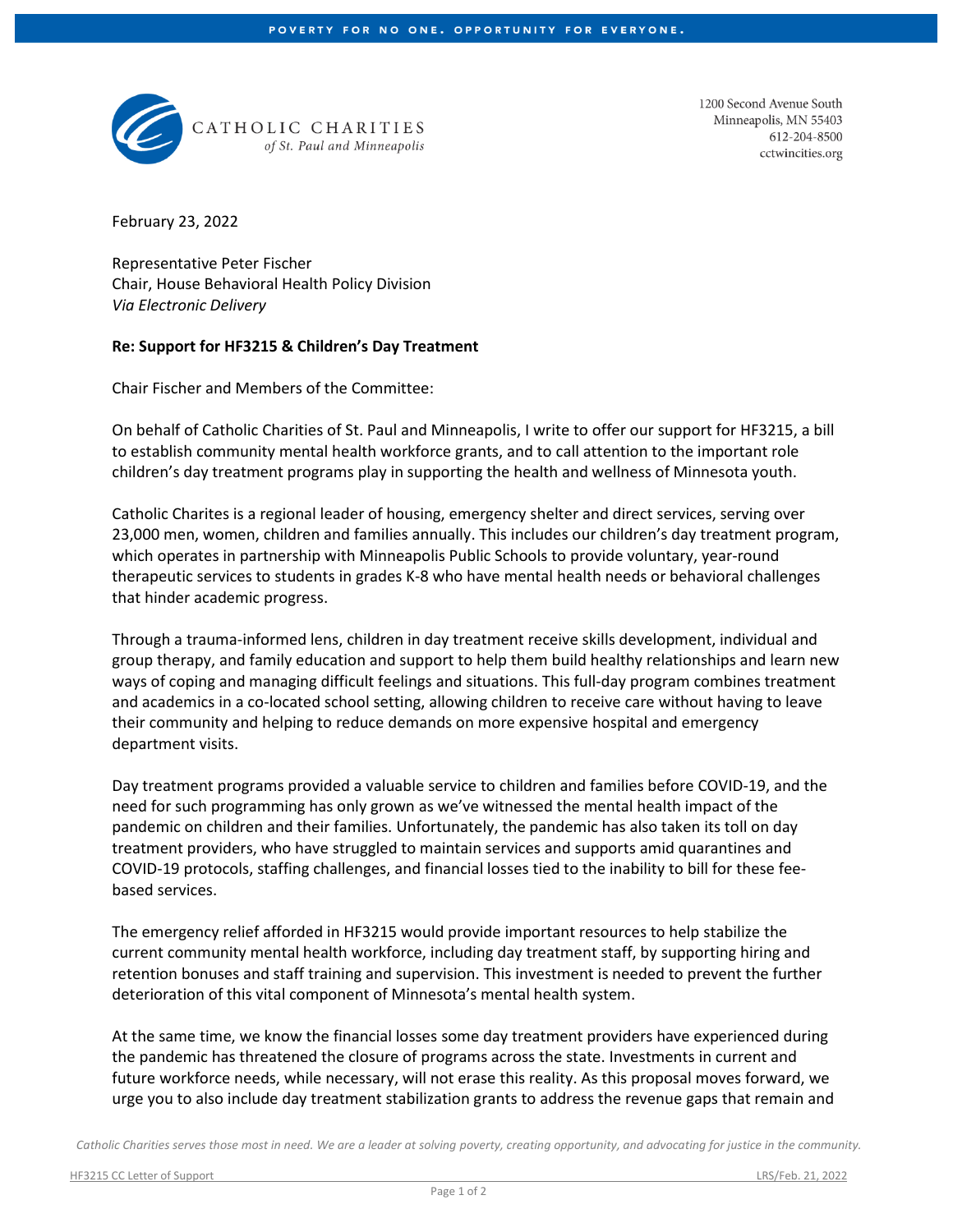CATHOLIC CHARITIES
*of St. Paul and Minneapolis*

1200 Second Avenue South
Minneapolis, MN 55403
612-204-8500
cctwincities.org

February 23, 2022

Representative Peter Fischer
Chair, House Behavioral Health Policy Division
*Via Electronic Delivery*

**Re: Support for HF3215 & Children's Day Treatment**

Chair Fischer and Members of the Committee:

On behalf of Catholic Charities of St. Paul and Minneapolis, I write to offer our support for HF3215, a bill to establish community mental health workforce grants, and to call attention to the important role children's day treatment programs play in supporting the health and wellness of Minnesota youth.

Catholic Charites is a regional leader of housing, emergency shelter and direct services, serving over 23,000 men, women, children and families annually. This includes our children's day treatment program, which operates in partnership with Minneapolis Public Schools to provide voluntary, year-round therapeutic services to students in grades K-8 who have mental health needs or behavioral challenges that hinder academic progress.

Through a trauma-informed lens, children in day treatment receive skills development, individual and group therapy, and family education and support to help them build healthy relationships and learn new ways of coping and managing difficult feelings and situations. This full-day program combines treatment and academics in a co-located school setting, allowing children to receive care without having to leave their community and helping to reduce demands on more expensive hospital and emergency department visits.

Day treatment programs provided a valuable service to children and families before COVID-19, and the need for such programming has only grown as we've witnessed the mental health impact of the pandemic on children and their families. Unfortunately, the pandemic has also taken its toll on day treatment providers, who have struggled to maintain services and supports amid quarantines and COVID-19 protocols, staffing challenges, and financial losses tied to the inability to bill for these fee-based services.

The emergency relief afforded in HF3215 would provide important resources to help stabilize the current community mental health workforce, including day treatment staff, by supporting hiring and retention bonuses and staff training and supervision. This investment is needed to prevent the further deterioration of this vital component of Minnesota's mental health system.

At the same time, we know the financial losses some day treatment providers have experienced during the pandemic has threatened the closure of programs across the state. Investments in current and future workforce needs, while necessary, will not erase this reality. As this proposal moves forward, we urge you to also include day treatment stabilization grants to address the revenue gaps that remain and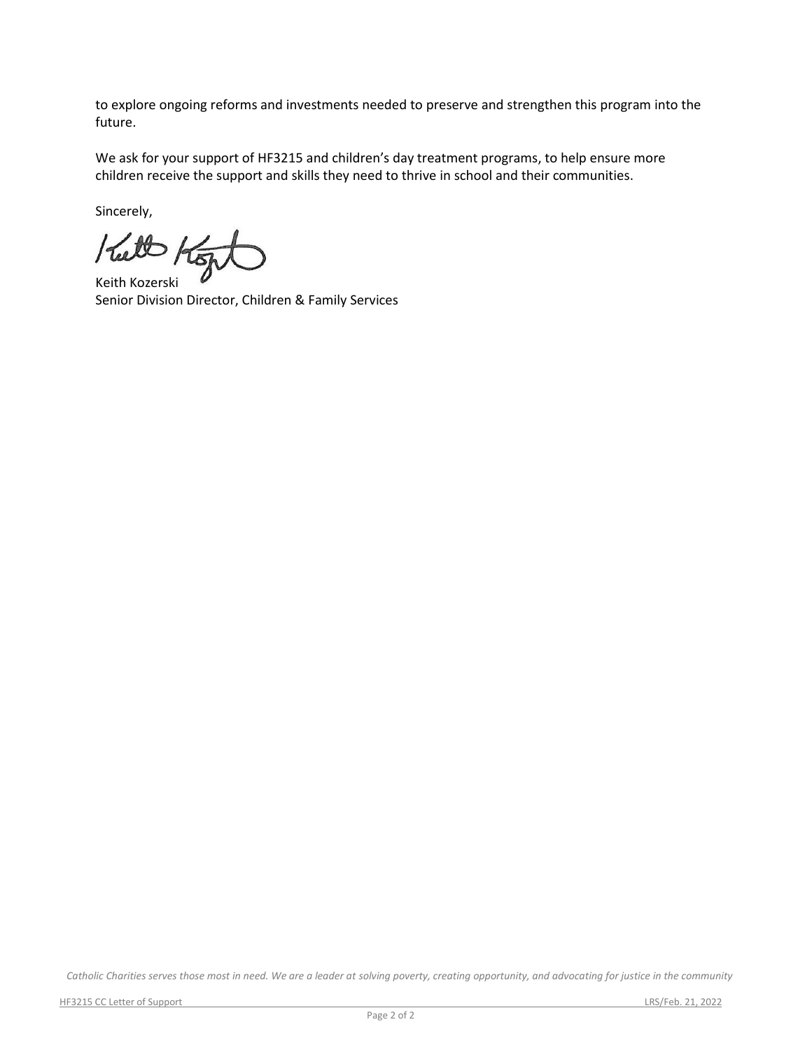to explore ongoing reforms and investments needed to preserve and strengthen this program into the future.

We ask for your support of HF3215 and children's day treatment programs, to help ensure more children receive the support and skills they need to thrive in school and their communities.

Sincerely,

Keith Kozerski
Senior Division Director, Children & Family Services

*Catholic Charities serves those most in need. We are a leader at solving poverty, creating opportunity, and advocating for justice in the community*